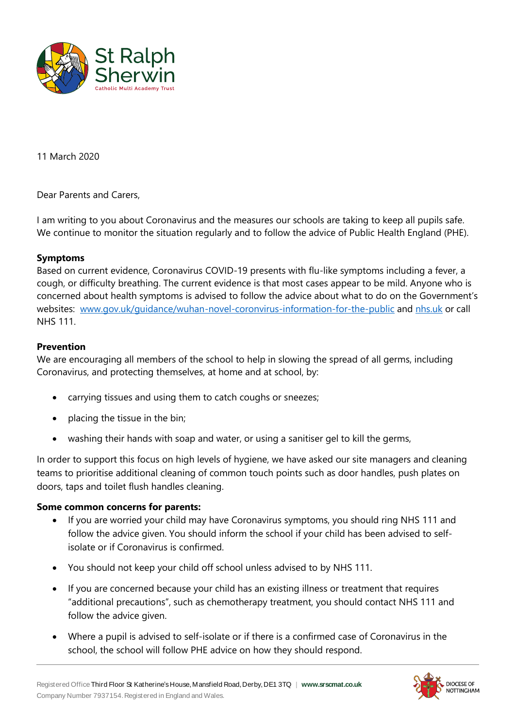St Ralph Sherwin
Catholic Multi Academy Trust

11 March 2020

Dear Parents and Carers,

I am writing to you about Coronavirus and the measures our schools are taking to keep all pupils safe. We continue to monitor the situation regularly and to follow the advice of Public Health England (PHE).

**Symptoms**
Based on current evidence, Coronavirus COVID-19 presents with flu-like symptoms including a fever, a cough, or difficulty breathing. The current evidence is that most cases appear to be mild. Anyone who is concerned about health symptoms is advised to follow the advice about what to do on the Government's websites: [www.gov.uk/guidance/wuhan-novel-coronavirus-information-for-the-public](www.gov.uk/guidance/wuhan-novel-coronavirus-information-for-the-public) and [nhs.uk](nhs.uk) or call NHS 111.

**Prevention**
We are encouraging all members of the school to help in slowing the spread of all germs, including Coronavirus, and protecting themselves, at home and at school, by:

- carrying tissues and using them to catch coughs or sneezes;
- placing the tissue in the bin;
- washing their hands with soap and water, or using a sanitiser gel to kill the germs,

In order to support this focus on high levels of hygiene, we have asked our site managers and cleaning teams to prioritise additional cleaning of common touch points such as door handles, push plates on doors, taps and toilet flush handles cleaning.

**Some common concerns for parents:**

- If you are worried your child may have Coronavirus symptoms, you should ring NHS 111 and follow the advice given. You should inform the school if your child has been advised to self-isolate or if Coronavirus is confirmed.
- You should not keep your child off school unless advised to by NHS 111.
- If you are concerned because your child has an existing illness or treatment that requires "additional precautions", such as chemotherapy treatment, you should contact NHS 111 and follow the advice given.
- Where a pupil is advised to self-isolate or if there is a confirmed case of Coronavirus in the school, the school will follow PHE advice on how they should respond.

Registered Office Third Floor St Katherine's House, Mansfield Road, Derby, DE1 3TQ | www.srscmat.co.uk
Company Number 7937154. Registered in England and Wales.

DIOCESE OF NOTTINGHAM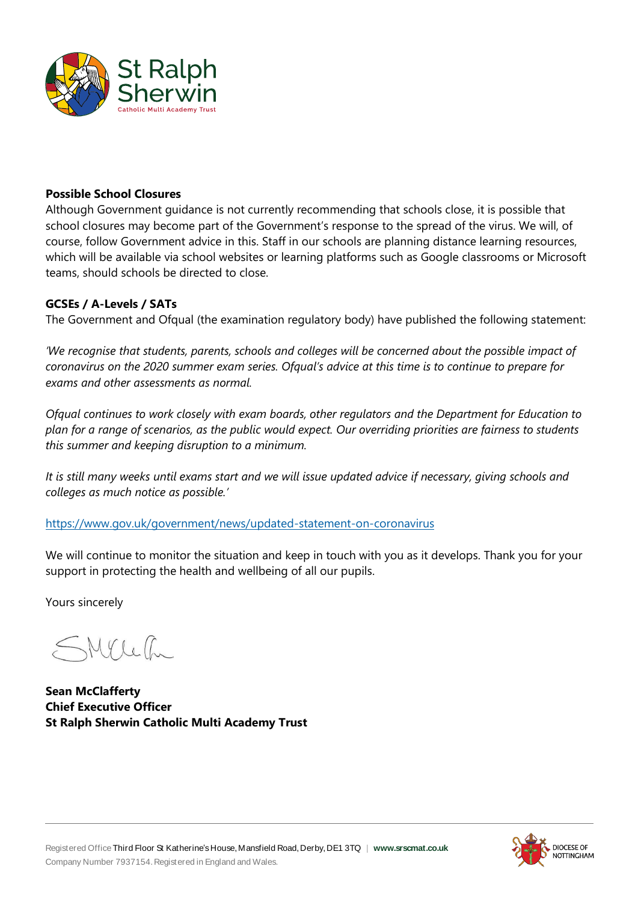**Possible School Closures**

Although Government guidance is not currently recommending that schools close, it is possible that school closures may become part of the Government's response to the spread of the virus. We will, of course, follow Government advice in this. Staff in our schools are planning distance learning resources, which will be available via school websites or learning platforms such as Google classrooms or Microsoft teams, should schools be directed to close.

**GCSEs / A-Levels / SATs**

The Government and Ofqual (the examination regulatory body) have published the following statement:

*'We recognise that students, parents, schools and colleges will be concerned about the possible impact of coronavirus on the 2020 summer exam series. Ofqual's advice at this time is to continue to prepare for exams and other assessments as normal.*

*Ofqual continues to work closely with exam boards, other regulators and the Department for Education to plan for a range of scenarios, as the public would expect. Our overriding priorities are fairness to students this summer and keeping disruption to a minimum.*

*It is still many weeks until exams start and we will issue updated advice if necessary, giving schools and colleges as much notice as possible.'*

https://www.gov.uk/government/news/updated-statement-on-coronavirus

We will continue to monitor the situation and keep in touch with you as it develops. Thank you for your support in protecting the health and wellbeing of all our pupils.

Yours sincerely

**Sean McClafferty**
**Chief Executive Officer**
**St Ralph Sherwin Catholic Multi Academy Trust**

Registered Office Third Floor St Katherine's House, Mansfield Road, Derby, DE1 3TQ | www.srscmat.co.uk
Company Number 7937154. Registered in England and Wales.